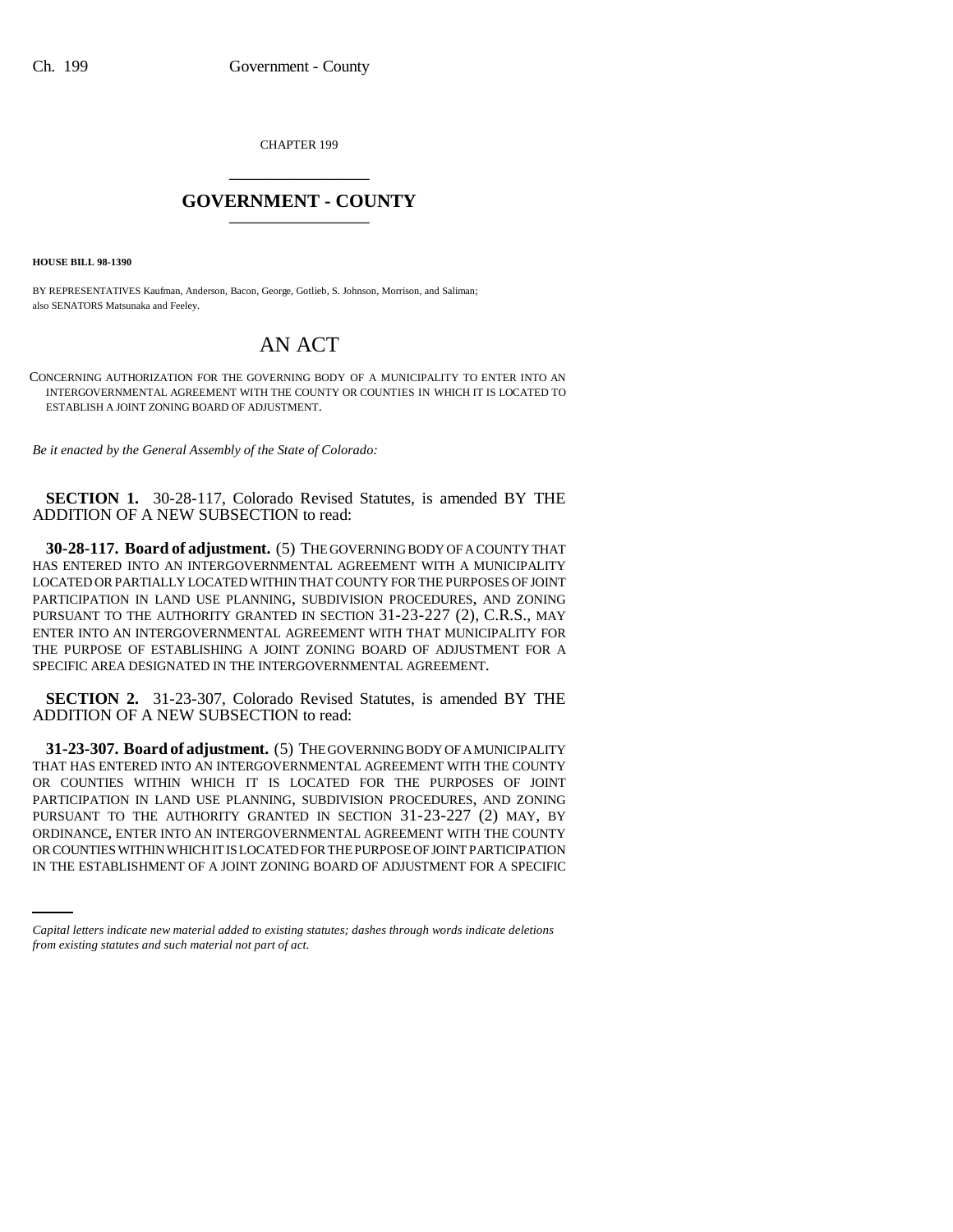CHAPTER 199

# GOVERNMENT - COUNTY

**HOUSE BILL 98-1390**

BY REPRESENTATIVES Kaufman, Anderson, Bacon, George, Gotlieb, S. Johnson, Morrison, and Saliman; also SENATORS Matsunaka and Feeley.

# AN ACT

CONCERNING AUTHORIZATION FOR THE GOVERNING BODY OF A MUNICIPALITY TO ENTER INTO AN INTERGOVERNMENTAL AGREEMENT WITH THE COUNTY OR COUNTIES IN WHICH IT IS LOCATED TO ESTABLISH A JOINT ZONING BOARD OF ADJUSTMENT.

*Be it enacted by the General Assembly of the State of Colorado:*

**SECTION 1.** 30-28-117, Colorado Revised Statutes, is amended BY THE ADDITION OF A NEW SUBSECTION to read:

**30-28-117. Board of adjustment.** (5) THE GOVERNING BODY OF A COUNTY THAT HAS ENTERED INTO AN INTERGOVERNMENTAL AGREEMENT WITH A MUNICIPALITY LOCATED OR PARTIALLY LOCATED WITHIN THAT COUNTY FOR THE PURPOSES OF JOINT PARTICIPATION IN LAND USE PLANNING, SUBDIVISION PROCEDURES, AND ZONING PURSUANT TO THE AUTHORITY GRANTED IN SECTION 31-23-227 (2), C.R.S., MAY ENTER INTO AN INTERGOVERNMENTAL AGREEMENT WITH THAT MUNICIPALITY FOR THE PURPOSE OF ESTABLISHING A JOINT ZONING BOARD OF ADJUSTMENT FOR A SPECIFIC AREA DESIGNATED IN THE INTERGOVERNMENTAL AGREEMENT.

**SECTION 2.** 31-23-307, Colorado Revised Statutes, is amended BY THE ADDITION OF A NEW SUBSECTION to read:

**31-23-307. Board of adjustment.** (5) THE GOVERNING BODY OF A MUNICIPALITY THAT HAS ENTERED INTO AN INTERGOVERNMENTAL AGREEMENT WITH THE COUNTY OR COUNTIES WITHIN WHICH IT IS LOCATED FOR THE PURPOSES OF JOINT PARTICIPATION IN LAND USE PLANNING, SUBDIVISION PROCEDURES, AND ZONING PURSUANT TO THE AUTHORITY GRANTED IN SECTION 31-23-227 (2) MAY, BY ORDINANCE, ENTER INTO AN INTERGOVERNMENTAL AGREEMENT WITH THE COUNTY OR COUNTIES WITHIN WHICH IT IS LOCATED FOR THE PURPOSE OF JOINT PARTICIPATION IN THE ESTABLISHMENT OF A JOINT ZONING BOARD OF ADJUSTMENT FOR A SPECIFIC

*Capital letters indicate new material added to existing statutes; dashes through words indicate deletions from existing statutes and such material not part of act.*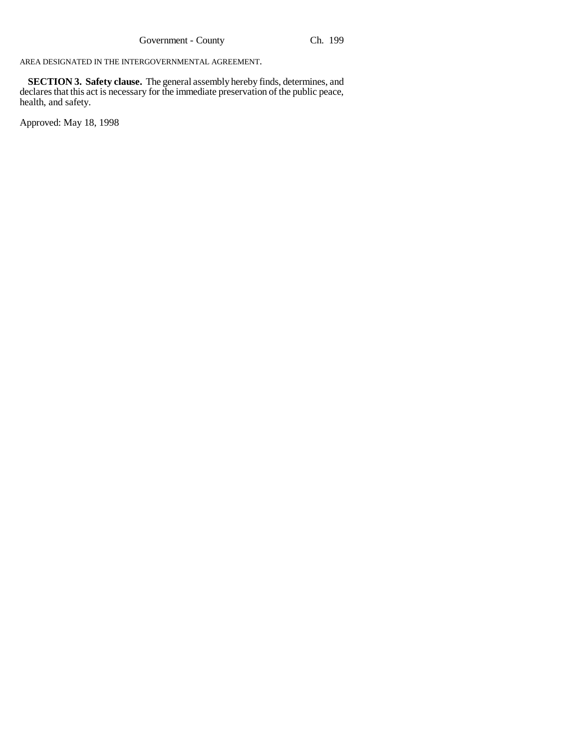AREA DESIGNATED IN THE INTERGOVERNMENTAL AGREEMENT.

**SECTION 3. Safety clause.** The general assembly hereby finds, determines, and declares that this act is necessary for the immediate preservation of the public peace, health, and safety.

Approved: May 18, 1998